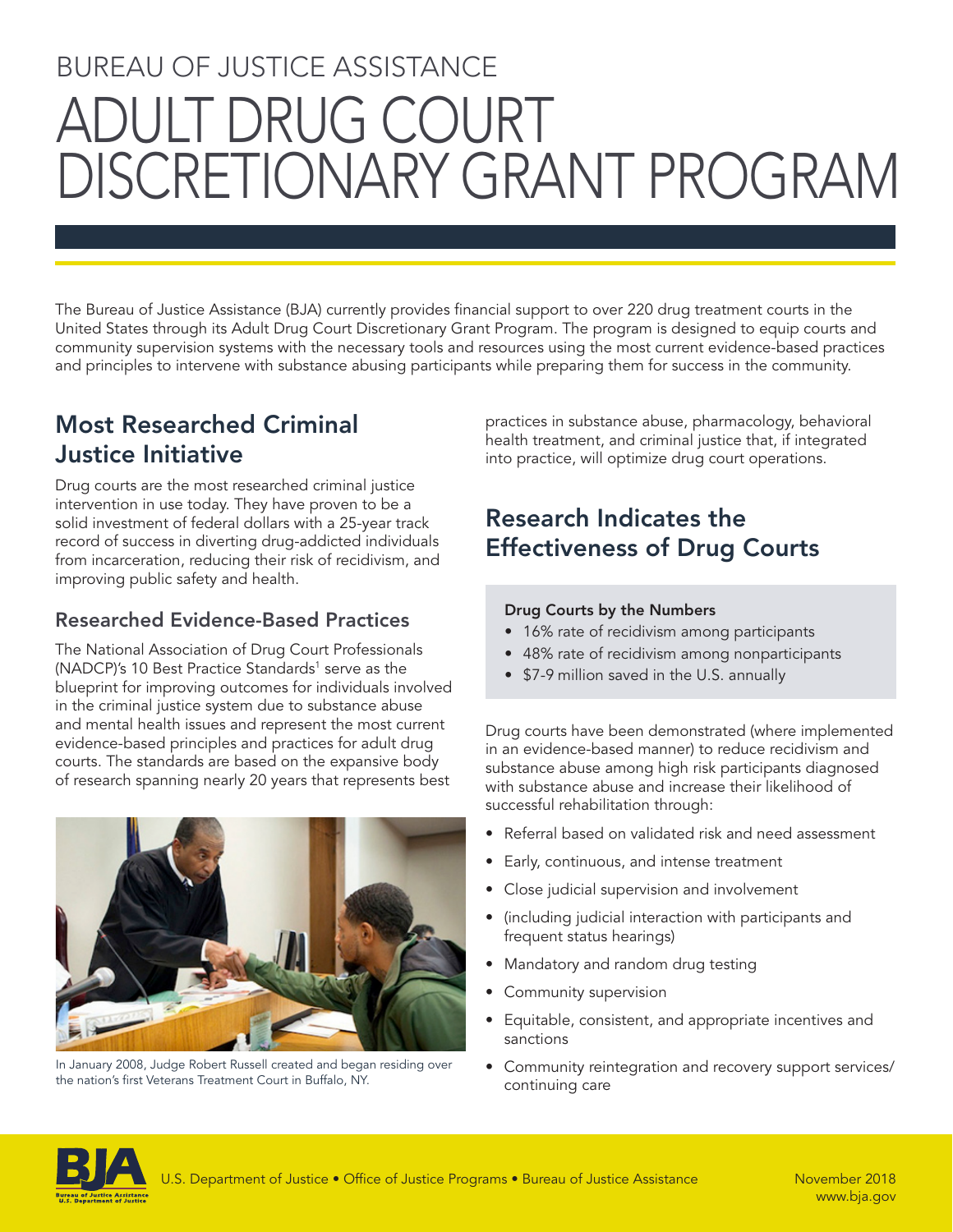BUREAU OF JUSTICE ASSISTANCE

# ADULT DRUG COURT DISCRETIONARY GRANT PROGRAM

The Bureau of Justice Assistance (BJA) currently provides financial support to over 220 drug treatment courts in the United States through its Adult Drug Court Discretionary Grant Program. The program is designed to equip courts and community supervision systems with the necessary tools and resources using the most current evidence-based practices and principles to intervene with substance abusing participants while preparing them for success in the community.

## Most Researched Criminal Justice Initiative

Drug courts are the most researched criminal justice intervention in use today. They have proven to be a solid investment of federal dollars with a 25-year track record of success in diverting drug-addicted individuals from incarceration, reducing their risk of recidivism, and improving public safety and health.

### Researched Evidence-Based Practices

The National Association of Drug Court Professionals (NADCP)'s 10 Best Practice Standards[1] serve as the blueprint for improving outcomes for individuals involved in the criminal justice system due to substance abuse and mental health issues and represent the most current evidence-based principles and practices for adult drug courts. The standards are based on the expansive body of research spanning nearly 20 years that represents best practices in substance abuse, pharmacology, behavioral health treatment, and criminal justice that, if integrated into practice, will optimize drug court operations.

In January 2008, Judge Robert Russell created and began residing over the nation's first Veterans Treatment Court in Buffalo, NY.

## Research Indicates the Effectiveness of Drug Courts

**Drug Courts by the Numbers**

- 16% rate of recidivism among participants
- 48% rate of recidivism among nonparticipants
- $7-9 million saved in the U.S. annually

Drug courts have been demonstrated (where implemented in an evidence-based manner) to reduce recidivism and substance abuse among high risk participants diagnosed with substance abuse and increase their likelihood of successful rehabilitation through:

- Referral based on validated risk and need assessment
- Early, continuous, and intense treatment
- Close judicial supervision and involvement
- (including judicial interaction with participants and frequent status hearings)
- Mandatory and random drug testing
- Community supervision
- Equitable, consistent, and appropriate incentives and sanctions
- Community reintegration and recovery support services/ continuing care

U.S. Department of Justice • Office of Justice Programs • Bureau of Justice Assistance

November 2018
www.bja.gov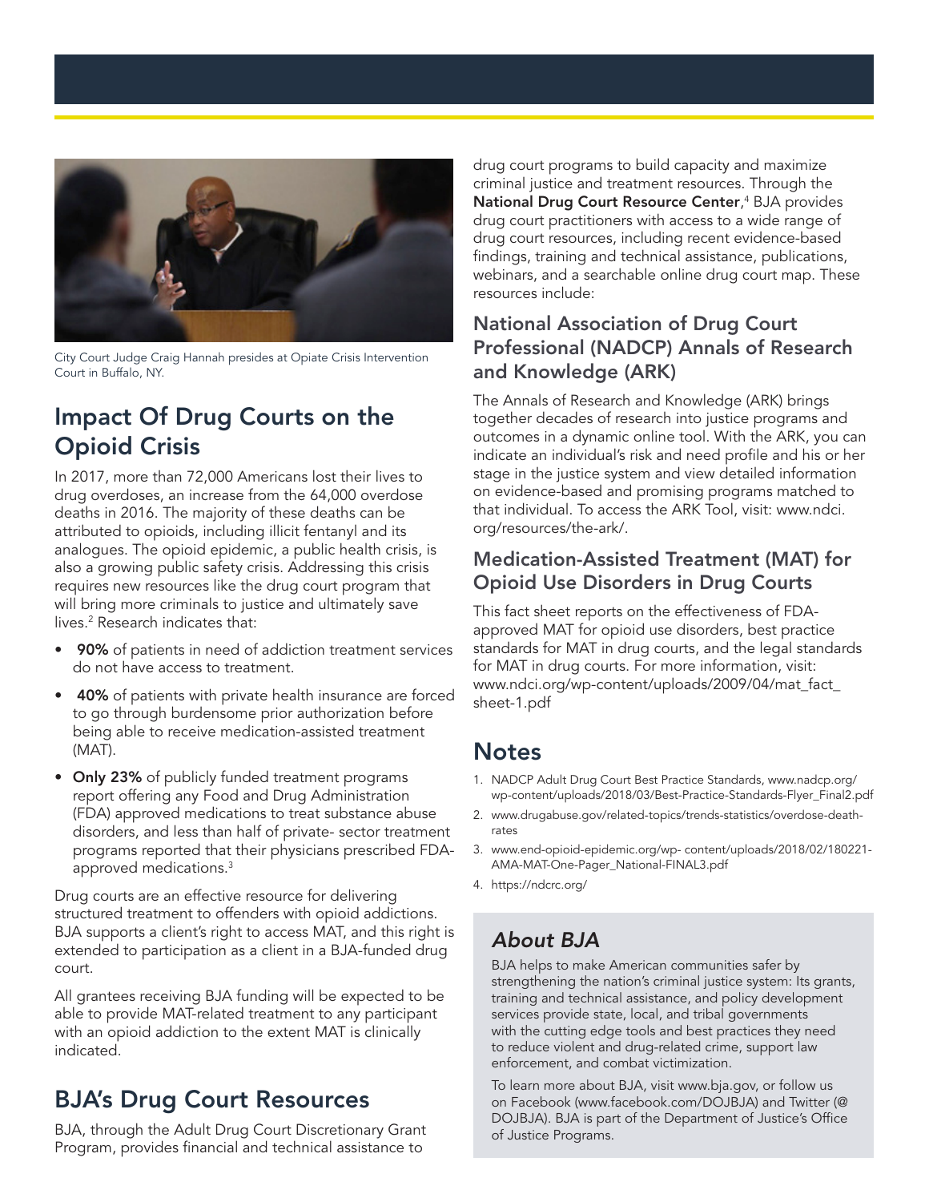City Court Judge Craig Hannah presides at Opiate Crisis Intervention Court in Buffalo, NY.

## Impact Of Drug Courts on the Opioid Crisis

In 2017, more than 72,000 Americans lost their lives to drug overdoses, an increase from the 64,000 overdose deaths in 2016. The majority of these deaths can be attributed to opioids, including illicit fentanyl and its analogues. The opioid epidemic, a public health crisis, is also a growing public safety crisis. Addressing this crisis requires new resources like the drug court program that will bring more criminals to justice and ultimately save lives.[2] Research indicates that:

- **90%** of patients in need of addiction treatment services do not have access to treatment.
- **40%** of patients with private health insurance are forced to go through burdensome prior authorization before being able to receive medication-assisted treatment (MAT).
- **Only 23%** of publicly funded treatment programs report offering any Food and Drug Administration (FDA) approved medications to treat substance abuse disorders, and less than half of private- sector treatment programs reported that their physicians prescribed FDA-approved medications.[3]

Drug courts are an effective resource for delivering structured treatment to offenders with opioid addictions. BJA supports a client's right to access MAT, and this right is extended to participation as a client in a BJA-funded drug court.

All grantees receiving BJA funding will be expected to be able to provide MAT-related treatment to any participant with an opioid addiction to the extent MAT is clinically indicated.

## BJA's Drug Court Resources

BJA, through the Adult Drug Court Discretionary Grant Program, provides financial and technical assistance to drug court programs to build capacity and maximize criminal justice and treatment resources. Through the **National Drug Court Resource Center**,[4] BJA provides drug court practitioners with access to a wide range of drug court resources, including recent evidence-based findings, training and technical assistance, publications, webinars, and a searchable online drug court map. These resources include:

### National Association of Drug Court Professional (NADCP) Annals of Research and Knowledge (ARK)

The Annals of Research and Knowledge (ARK) brings together decades of research into justice programs and outcomes in a dynamic online tool. With the ARK, you can indicate an individual's risk and need profile and his or her stage in the justice system and view detailed information on evidence-based and promising programs matched to that individual. To access the ARK Tool, visit: www.ndci.org/resources/the-ark/.

### Medication-Assisted Treatment (MAT) for Opioid Use Disorders in Drug Courts

This fact sheet reports on the effectiveness of FDA-approved MAT for opioid use disorders, best practice standards for MAT in drug courts, and the legal standards for MAT in drug courts. For more information, visit: www.ndci.org/wp-content/uploads/2009/04/mat_fact_sheet-1.pdf

## Notes

1. NADCP Adult Drug Court Best Practice Standards, www.nadcp.org/wp-content/uploads/2018/03/Best-Practice-Standards-Flyer_Final2.pdf
2. www.drugabuse.gov/related-topics/trends-statistics/overdose-death-rates
3. www.end-opioid-epidemic.org/wp- content/uploads/2018/02/180221-AMA-MAT-One-Pager_National-FINAL3.pdf
4. https://ndcrc.org/

## *About BJA*

BJA helps to make American communities safer by strengthening the nation's criminal justice system: Its grants, training and technical assistance, and policy development services provide state, local, and tribal governments with the cutting edge tools and best practices they need to reduce violent and drug-related crime, support law enforcement, and combat victimization.

To learn more about BJA, visit www.bja.gov, or follow us on Facebook (www.facebook.com/DOJBJA) and Twitter (@DOJBJA). BJA is part of the Department of Justice's Office of Justice Programs.